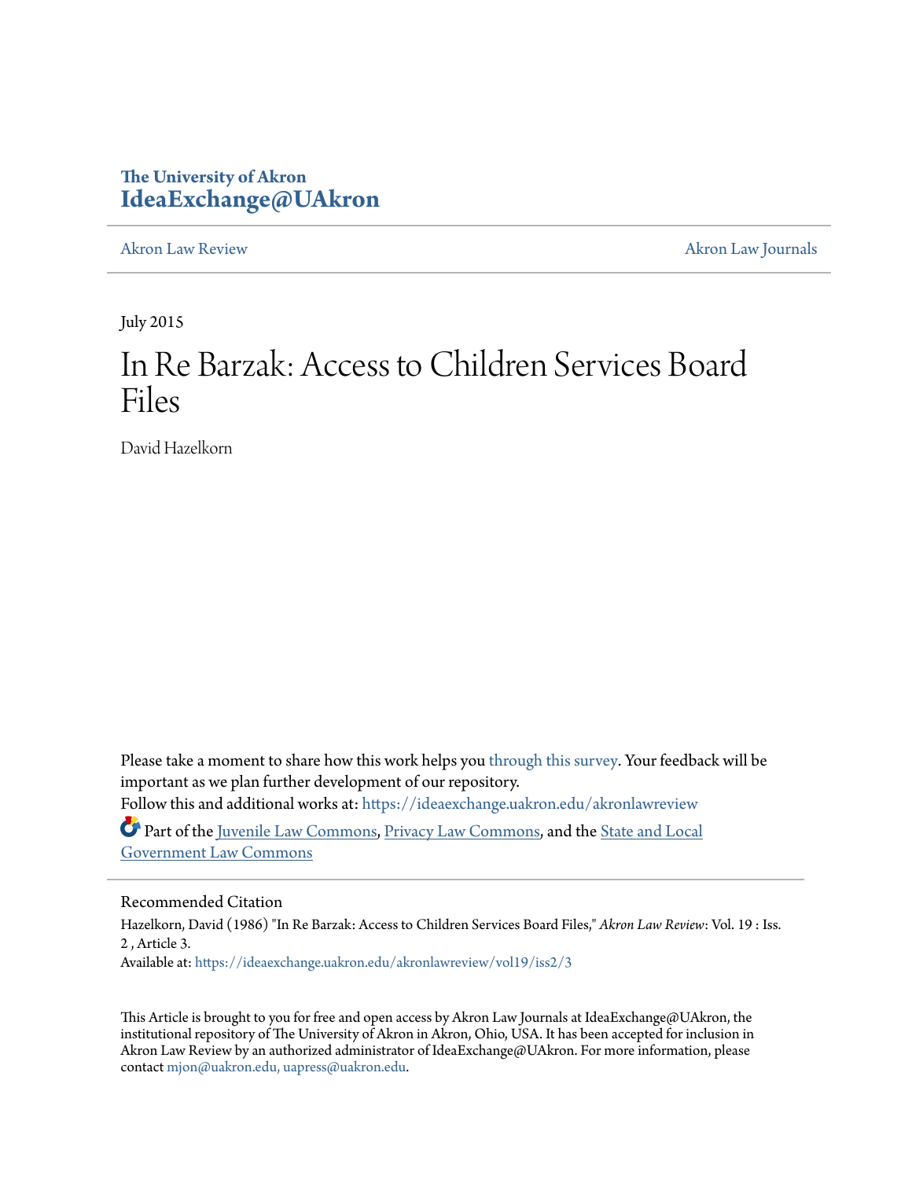The University of Akron
**IdeaExchange@UAkron**

Akron Law Review | Akron Law Journals

July 2015

# In Re Barzak: Access to Children Services Board Files

David Hazelkorn

Please take a moment to share how this work helps you through this survey. Your feedback will be important as we plan further development of our repository.

Follow this and additional works at: https://ideaexchange.uakron.edu/akronlawreview

Part of the Juvenile Law Commons, Privacy Law Commons, and the State and Local Government Law Commons

## Recommended Citation

Hazelkorn, David (1986) "In Re Barzak: Access to Children Services Board Files," *Akron Law Review*: Vol. 19 : Iss. 2 , Article 3.

Available at: https://ideaexchange.uakron.edu/akronlawreview/vol19/iss2/3

This Article is brought to you for free and open access by Akron Law Journals at IdeaExchange@UAkron, the institutional repository of The University of Akron in Akron, Ohio, USA. It has been accepted for inclusion in Akron Law Review by an authorized administrator of IdeaExchange@UAkron. For more information, please contact mjon@uakron.edu, uapress@uakron.edu.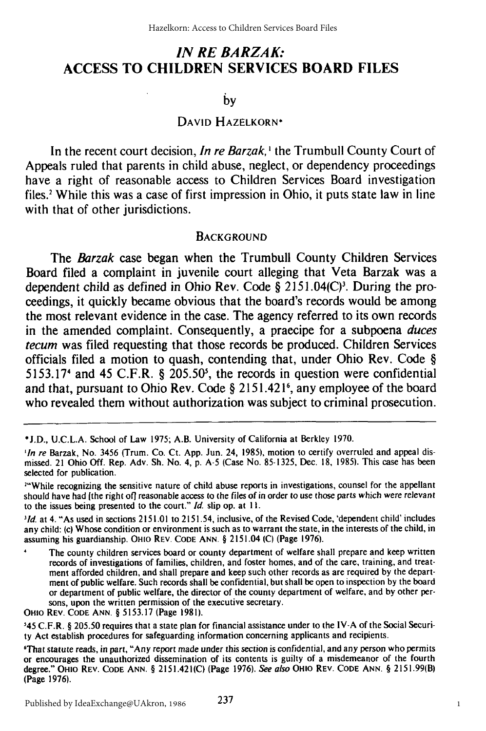# *IN RE BARZAK*: ACCESS TO CHILDREN SERVICES BOARD FILES

by

DAVID HAZELKORN*

In the recent court decision, *In re Barzak*,[1] the Trumbull County Court of Appeals ruled that parents in child abuse, neglect, or dependency proceedings have a right of reasonable access to Children Services Board investigation files.[2] While this was a case of first impression in Ohio, it puts state law in line with that of other jurisdictions.

## BACKGROUND

The *Barzak* case began when the Trumbull County Children Services Board filed a complaint in juvenile court alleging that Veta Barzak was a dependent child as defined in Ohio Rev. Code § 2151.04(C)[3]. During the proceedings, it quickly became obvious that the board's records would be among the most relevant evidence in the case. The agency referred to its own records in the amended complaint. Consequently, a praecipe for a subpoena *duces tecum* was filed requesting that those records be produced. Children Services officials filed a motion to quash, contending that, under Ohio Rev. Code § 5153.17[4] and 45 C.F.R. § 205.50[5], the records in question were confidential and that, pursuant to Ohio Rev. Code § 2151.421[6], any employee of the board who revealed them without authorization was subject to criminal prosecution.

---

*J.D., U.C.L.A. School of Law 1975; A.B. University of California at Berkley 1970.

[1]*In re* Barzak, No. 3456 (Trum. Co. Ct. App. Jun. 24, 1985), motion to certify overruled and appeal dismissed. 21 Ohio Off. Rep. Adv. Sh. No. 4, p. A-5 (Case No. 85-1325, Dec. 18, 1985). This case has been selected for publication.

[2]"While recognizing the sensitive nature of child abuse reports in investigations, counsel for the appellant should have had [the right of] reasonable access to the files of in order to use those parts which were relevant to the issues being presented to the court." *Id.* slip op. at 11.

[3]*Id.* at 4. "As used in sections 2151.01 to 2151.54, inclusive, of the Revised Code, 'dependent child' includes any child: (c) Whose condition or environment is such as to warrant the state, in the interests of the child, in assuming his guardianship. OHIO REV. CODE ANN. § 2151.04 (C) (Page 1976).

[4] The county children services board or county department of welfare shall prepare and keep written records of investigations of families, children, and foster homes, and of the care, training, and treatment afforded children, and shall prepare and keep such other records as are required by the department of public welfare. Such records shall be confidential, but shall be open to inspection by the board or department of public welfare, the director of the county department of welfare, and by other persons, upon the written permission of the executive secretary.

OHIO REV. CODE ANN. § 5153.17 (Page 1981).

[5]45 C.F.R. § 205.50 requires that a state plan for financial assistance under to the IV-A of the Social Security Act establish procedures for safeguarding information concerning applicants and recipients.

[6]That statute reads, in part, "Any report made under this section is confidential, and any person who permits or encourages the unauthorized dissemination of its contents is guilty of a misdemeanor of the fourth degree." OHIO REV. CODE ANN. § 2151.421(C) (Page 1976). *See also* OHIO REV. CODE ANN. § 2151.99(B) (Page 1976).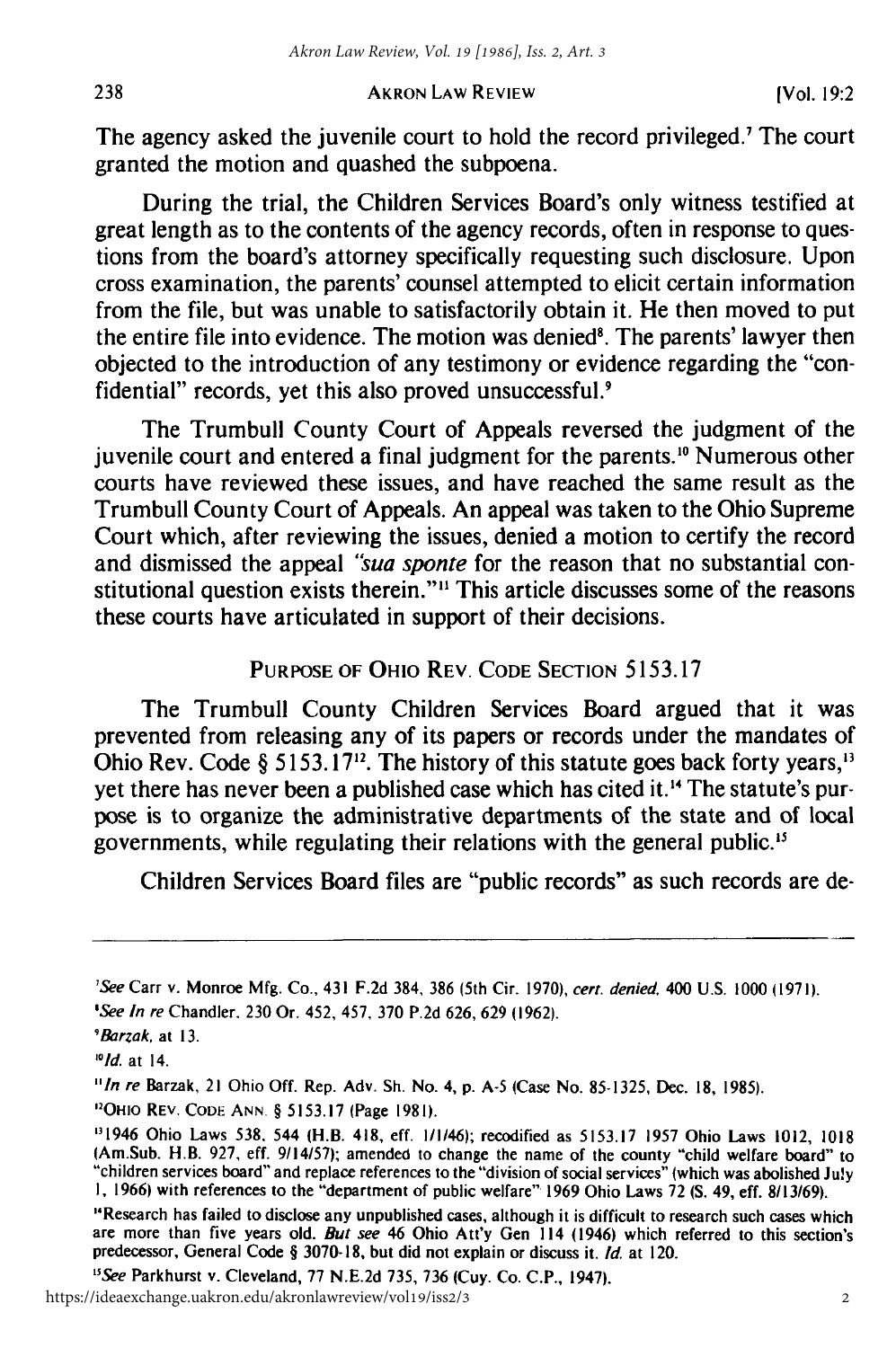The agency asked the juvenile court to hold the record privileged.[7] The court granted the motion and quashed the subpoena.

During the trial, the Children Services Board's only witness testified at great length as to the contents of the agency records, often in response to questions from the board's attorney specifically requesting such disclosure. Upon cross examination, the parents' counsel attempted to elicit certain information from the file, but was unable to satisfactorily obtain it. He then moved to put the entire file into evidence. The motion was denied[8]. The parents' lawyer then objected to the introduction of any testimony or evidence regarding the "confidential" records, yet this also proved unsuccessful.[9]

The Trumbull County Court of Appeals reversed the judgment of the juvenile court and entered a final judgment for the parents.[10] Numerous other courts have reviewed these issues, and have reached the same result as the Trumbull County Court of Appeals. An appeal was taken to the Ohio Supreme Court which, after reviewing the issues, denied a motion to certify the record and dismissed the appeal *"sua sponte* for the reason that no substantial constitutional question exists therein."[11] This article discusses some of the reasons these courts have articulated in support of their decisions.

## PURPOSE OF OHIO REV. CODE SECTION 5153.17

The Trumbull County Children Services Board argued that it was prevented from releasing any of its papers or records under the mandates of Ohio Rev. Code § 5153.17[12]. The history of this statute goes back forty years,[13] yet there has never been a published case which has cited it.[14] The statute's purpose is to organize the administrative departments of the state and of local governments, while regulating their relations with the general public.[15]

Children Services Board files are "public records" as such records are de-

---

[7]*See* Carr v. Monroe Mfg. Co., 431 F.2d 384, 386 (5th Cir. 1970), *cert. denied*, 400 U.S. 1000 (1971).

[8]*See In re* Chandler, 230 Or. 452, 457, 370 P.2d 626, 629 (1962).

[9]*Barzak*, at 13.

[10]*Id.* at 14.

[11]*In re* Barzak, 21 Ohio Off. Rep. Adv. Sh. No. 4, p. A-5 (Case No. 85-1325, Dec. 18, 1985).

[12]OHIO REV. CODE ANN. § 5153.17 (Page 1981).

[13]1946 Ohio Laws 538, 544 (H.B. 418, eff. 1/1/46); recodified as 5153.17 1957 Ohio Laws 1012, 1018 (Am.Sub. H.B. 927, eff. 9/14/57); amended to change the name of the county "child welfare board" to "children services board" and replace references to the "division of social services" (which was abolished July 1, 1966) with references to the "department of public welfare" 1969 Ohio Laws 72 (S. 49, eff. 8/13/69).

[14]Research has failed to disclose any unpublished cases, although it is difficult to research such cases which are more than five years old. *But see* 46 Ohio Att'y Gen 114 (1946) which referred to this section's predecessor, General Code § 3070-18, but did not explain or discuss it. *Id.* at 120.

[15]*See* Parkhurst v. Cleveland, 77 N.E.2d 735, 736 (Cuy. Co. C.P., 1947).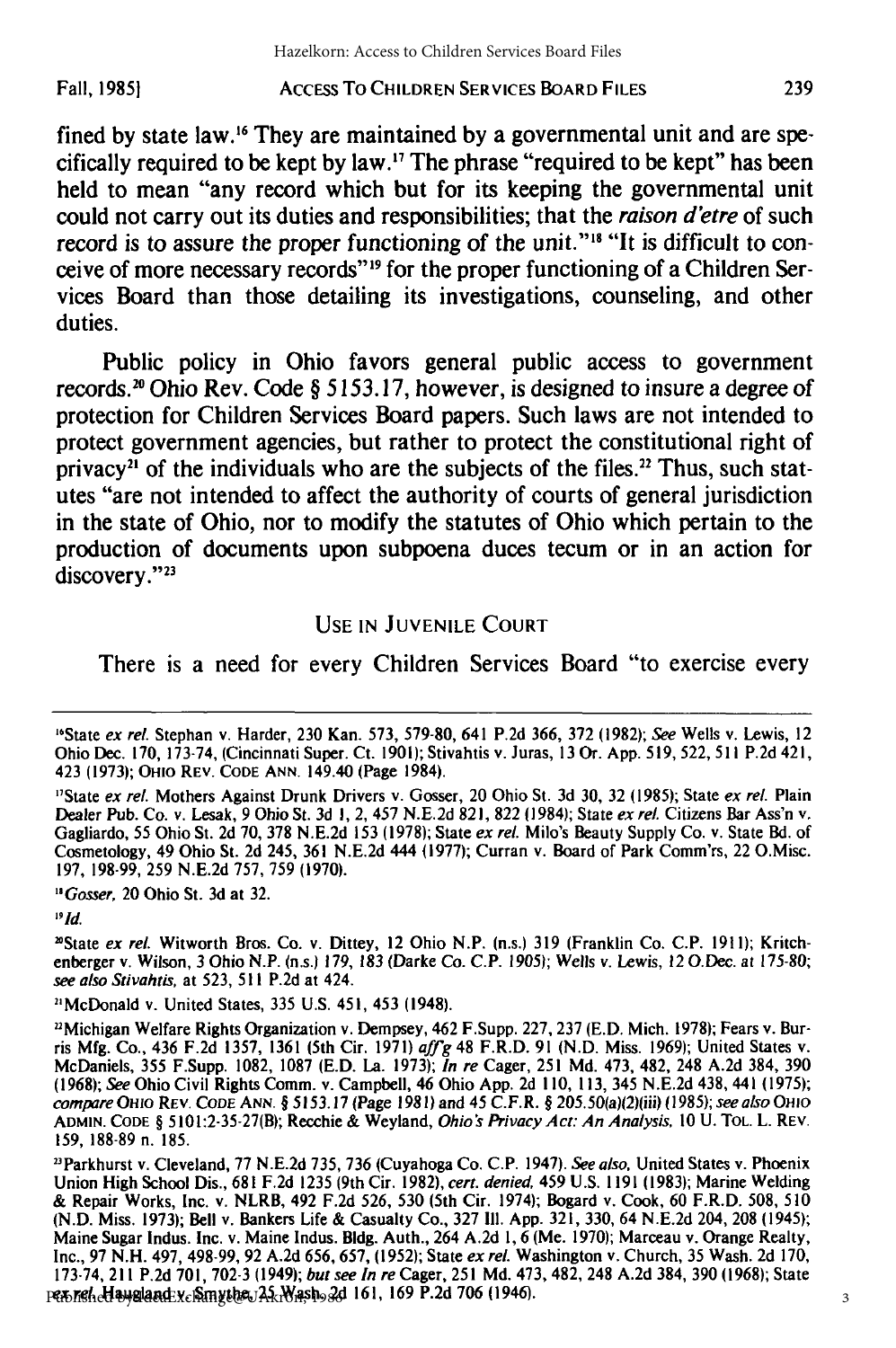fined by state law.[16] They are maintained by a governmental unit and are specifically required to be kept by law.[17] The phrase "required to be kept" has been held to mean "any record which but for its keeping the governmental unit could not carry out its duties and responsibilities; that the *raison d'etre* of such record is to assure the proper functioning of the unit."[18] "It is difficult to conceive of more necessary records"[19] for the proper functioning of a Children Services Board than those detailing its investigations, counseling, and other duties.

Public policy in Ohio favors general public access to government records.[20] Ohio Rev. Code § 5153.17, however, is designed to insure a degree of protection for Children Services Board papers. Such laws are not intended to protect government agencies, but rather to protect the constitutional right of privacy[21] of the individuals who are the subjects of the files.[22] Thus, such statutes "are not intended to affect the authority of courts of general jurisdiction in the state of Ohio, nor to modify the statutes of Ohio which pertain to the production of documents upon subpoena duces tecum or in an action for discovery."[23]

## USE IN JUVENILE COURT

There is a need for every Children Services Board "to exercise every

---

[16] State *ex rel.* Stephan v. Harder, 230 Kan. 573, 579-80, 641 P.2d 366, 372 (1982); *See* Wells v. Lewis, 12 Ohio Dec. 170, 173-74, (Cincinnati Super. Ct. 1901); Stivahtis v. Juras, 13 Or. App. 519, 522, 511 P.2d 421, 423 (1973); OHIO REV. CODE ANN. 149.40 (Page 1984).

[17] State *ex rel.* Mothers Against Drunk Drivers v. Gosser, 20 Ohio St. 3d 30, 32 (1985); State *ex rel.* Plain Dealer Pub. Co. v. Lesak, 9 Ohio St. 3d 1, 2, 457 N.E.2d 821, 822 (1984); State *ex rel.* Citizens Bar Ass'n v. Gagliardo, 55 Ohio St. 2d 70, 378 N.E.2d 153 (1978); State *ex rel.* Milo's Beauty Supply Co. v. State Bd. of Cosmetology, 49 Ohio St. 2d 245, 361 N.E.2d 444 (1977); Curran v. Board of Park Comm'rs, 22 O.Misc. 197, 198-99, 259 N.E.2d 757, 759 (1970).

[18] *Gosser,* 20 Ohio St. 3d at 32.

[19] *Id.*

[20] State *ex rel.* Witworth Bros. Co. v. Dittey, 12 Ohio N.P. (n.s.) 319 (Franklin Co. C.P. 1911); Kritchenberger v. Wilson, 3 Ohio N.P. (n.s.) 179, 183 (Darke Co. C.P. 1905); Wells v. Lewis, 12 O.Dec. at 175-80; *see also Stivahtis,* at 523, 511 P.2d at 424.

[21] McDonald v. United States, 335 U.S. 451, 453 (1948).

[22] Michigan Welfare Rights Organization v. Dempsey, 462 F.Supp. 227, 237 (E.D. Mich. 1978); Fears v. Burris Mfg. Co., 436 F.2d 1357, 1361 (5th Cir. 1971) *aff'g* 48 F.R.D. 91 (N.D. Miss. 1969); United States v. McDaniels, 355 F.Supp. 1082, 1087 (E.D. La. 1973); *In re* Cager, 251 Md. 473, 482, 248 A.2d 384, 390 (1968); *See* Ohio Civil Rights Comm. v. Campbell, 46 Ohio App. 2d 110, 113, 345 N.E.2d 438, 441 (1975); *compare* OHIO REV. CODE ANN. § 5153.17 (Page 1981) and 45 C.F.R. § 205.50(a)(2)(iii) (1985); *see also* OHIO ADMIN. CODE § 5101:2-35-27(B); Recchie & Weyland, *Ohio's Privacy Act: An Analysis,* 10 U. TOL. L. REV. 159, 188-89 n. 185.

[23] Parkhurst v. Cleveland, 77 N.E.2d 735, 736 (Cuyahoga Co. C.P. 1947). *See also,* United States v. Phoenix Union High School Dis., 681 F.2d 1235 (9th Cir. 1982), *cert. denied,* 459 U.S. 1191 (1983); Marine Welding & Repair Works, Inc. v. NLRB, 492 F.2d 526, 530 (5th Cir. 1974); Bogard v. Cook, 60 F.R.D. 508, 510 (N.D. Miss. 1973); Bell v. Bankers Life & Casualty Co., 327 Ill. App. 321, 330, 64 N.E.2d 204, 208 (1945); Maine Sugar Indus. Inc. v. Maine Indus. Bldg. Auth., 264 A.2d 1, 6 (Me. 1970); Marceau v. Orange Realty, Inc., 97 N.H. 497, 498-99, 92 A.2d 656, 657, (1952); State *ex rel.* Washington v. Church, 35 Wash. 2d 170, 173-74, 211 P.2d 701, 702-3 (1949); *but see In re* Cager, 251 Md. 473, 482, 248 A.2d 384, 390 (1968); State *ex rel.* Haugland v. Smythe, 25 Wash. 2d 161, 169 P.2d 706 (1946).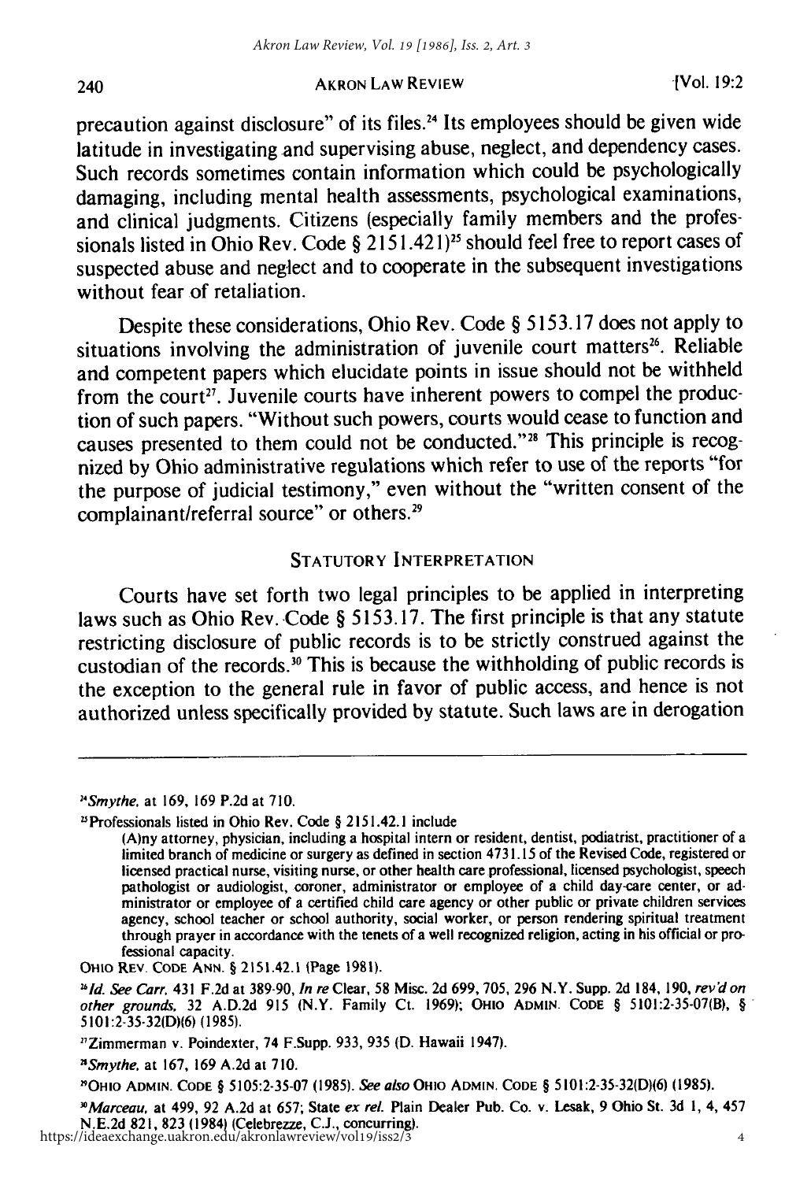precaution against disclosure" of its files.[24] Its employees should be given wide latitude in investigating and supervising abuse, neglect, and dependency cases. Such records sometimes contain information which could be psychologically damaging, including mental health assessments, psychological examinations, and clinical judgments. Citizens (especially family members and the professionals listed in Ohio Rev. Code § 2151.421)[25] should feel free to report cases of suspected abuse and neglect and to cooperate in the subsequent investigations without fear of retaliation.

Despite these considerations, Ohio Rev. Code § 5153.17 does not apply to situations involving the administration of juvenile court matters[26]. Reliable and competent papers which elucidate points in issue should not be withheld from the court[27]. Juvenile courts have inherent powers to compel the production of such papers. "Without such powers, courts would cease to function and causes presented to them could not be conducted."[28] This principle is recognized by Ohio administrative regulations which refer to use of the reports "for the purpose of judicial testimony," even without the "written consent of the complainant/referral source" or others.[29]

## STATUTORY INTERPRETATION

Courts have set forth two legal principles to be applied in interpreting laws such as Ohio Rev. Code § 5153.17. The first principle is that any statute restricting disclosure of public records is to be strictly construed against the custodian of the records.[30] This is because the withholding of public records is the exception to the general rule in favor of public access, and hence is not authorized unless specifically provided by statute. Such laws are in derogation

---

[24] *Smythe*, at 169, 169 P.2d at 710.

[25] Professionals listed in Ohio Rev. Code § 2151.42.1 include

> (A)ny attorney, physician, including a hospital intern or resident, dentist, podiatrist, practitioner of a limited branch of medicine or surgery as defined in section 4731.15 of the Revised Code, registered or licensed practical nurse, visiting nurse, or other health care professional, licensed psychologist, speech pathologist or audiologist, coroner, administrator or employee of a child day-care center, or administrator or employee of a certified child care agency or other public or private children services agency, school teacher or school authority, social worker, or person rendering spiritual treatment through prayer in accordance with the tenets of a well recognized religion, acting in his official or professional capacity.

OHIO REV. CODE ANN. § 2151.42.1 (Page 1981).

[26] *Id. See Carr*, 431 F.2d at 389-90, *In re* Clear, 58 Misc. 2d 699, 705, 296 N.Y. Supp. 2d 184, 190, *rev'd on other grounds*, 32 A.D.2d 915 (N.Y. Family Ct. 1969); OHIO ADMIN. CODE § 5101:2-35-07(B), § 5101:2-35-32(D)(6) (1985).

[27] Zimmerman v. Poindexter, 74 F.Supp. 933, 935 (D. Hawaii 1947).

[28] *Smythe*, at 167, 169 A.2d at 710.

[29] OHIO ADMIN. CODE § 5105:2-35-07 (1985). *See also* OHIO ADMIN. CODE § 5101:2-35-32(D)(6) (1985).

[30] *Marceau*, at 499, 92 A.2d at 657; State *ex rel.* Plain Dealer Pub. Co. v. Lesak, 9 Ohio St. 3d 1, 4, 457 N.E.2d 821, 823 (1984) (Celebrezze, C.J., concurring).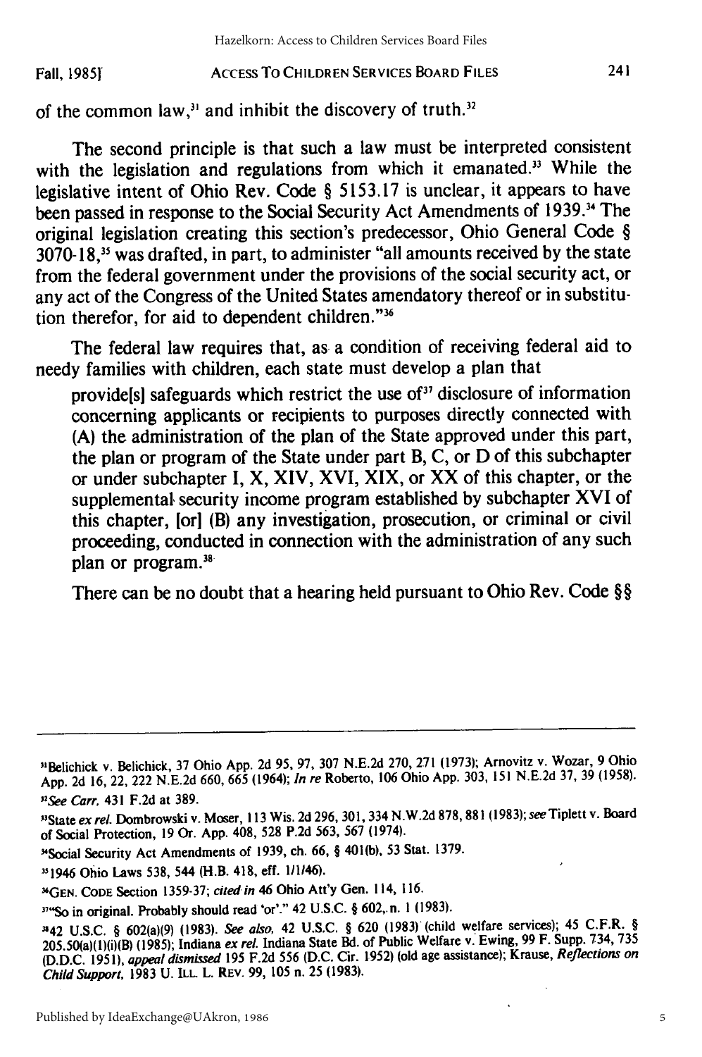of the common law,[31] and inhibit the discovery of truth.[32]

The second principle is that such a law must be interpreted consistent with the legislation and regulations from which it emanated.[33] While the legislative intent of Ohio Rev. Code § 5153.17 is unclear, it appears to have been passed in response to the Social Security Act Amendments of 1939.[34] The original legislation creating this section's predecessor, Ohio General Code § 3070-18,[35] was drafted, in part, to administer "all amounts received by the state from the federal government under the provisions of the social security act, or any act of the Congress of the United States amendatory thereof or in substitution therefor, for aid to dependent children."[36]

The federal law requires that, as a condition of receiving federal aid to needy families with children, each state must develop a plan that

> provide[s] safeguards which restrict the use of[37] disclosure of information concerning applicants or recipients to purposes directly connected with (A) the administration of the plan of the State approved under this part, the plan or program of the State under part B, C, or D of this subchapter or under subchapter I, X, XIV, XVI, XIX, or XX of this chapter, or the supplemental security income program established by subchapter XVI of this chapter, [or] (B) any investigation, prosecution, or criminal or civil proceeding, conducted in connection with the administration of any such plan or program.[38]

There can be no doubt that a hearing held pursuant to Ohio Rev. Code §§

---

[31] Belichick v. Belichick, 37 Ohio App. 2d 95, 97, 307 N.E.2d 270, 271 (1973); Arnovitz v. Wozar, 9 Ohio App. 2d 16, 22, 222 N.E.2d 660, 665 (1964); *In re* Roberto, 106 Ohio App. 303, 151 N.E.2d 37, 39 (1958).

[32] *See Carr,* 431 F.2d at 389.

[33] State *ex rel.* Dombrowski v. Moser, 113 Wis. 2d 296, 301, 334 N.W.2d 878, 881 (1983); *see* Tiplett v. Board of Social Protection, 19 Or. App. 408, 528 P.2d 563, 567 (1974).

[34] Social Security Act Amendments of 1939, ch. 66, § 401(b), 53 Stat. 1379.

[35] 1946 Ohio Laws 538, 544 (H.B. 418, eff. 1/1/46).

[36] GEN. CODE Section 1359-37; *cited in* 46 Ohio Att'y Gen. 114, 116.

[37] "So in original. Probably should read 'or'." 42 U.S.C. § 602, n. 1 (1983).

[38] 42 U.S.C. § 602(a)(9) (1983). *See also,* 42 U.S.C. § 620 (1983) (child welfare services); 45 C.F.R. § 205.50(a)(1)(i)(B) (1985); Indiana *ex rel.* Indiana State Bd. of Public Welfare v. Ewing, 99 F. Supp. 734, 735 (D.D.C. 1951), *appeal dismissed* 195 F.2d 556 (D.C. Cir. 1952) (old age assistance); Krause, *Reflections on Child Support,* 1983 U. ILL. L. REV. 99, 105 n. 25 (1983).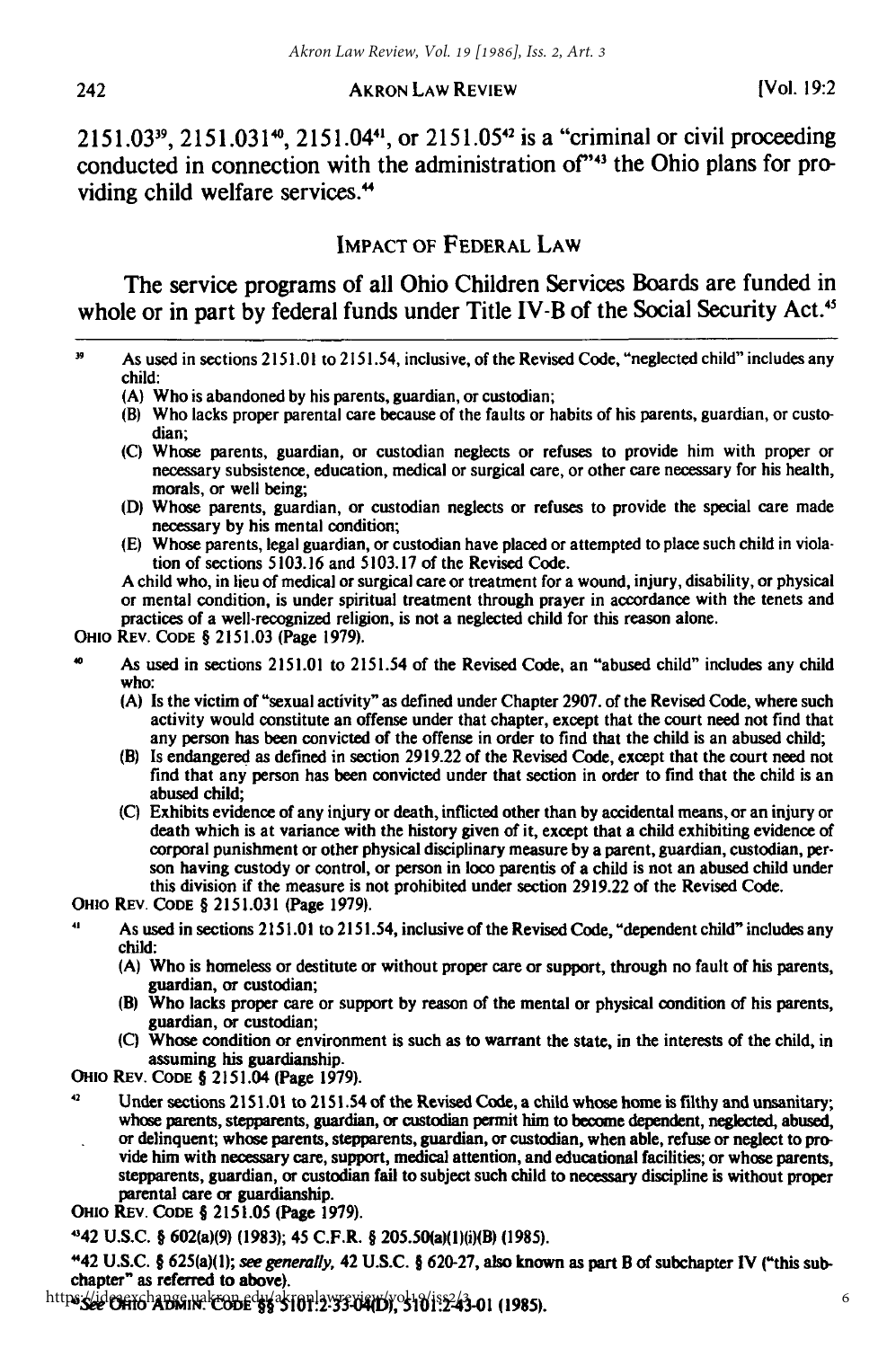2151.03[39], 2151.031[40], 2151.04[41], or 2151.05[42] is a "criminal or civil proceeding conducted in connection with the administration of"[43] the Ohio plans for providing child welfare services.[44]

## IMPACT OF FEDERAL LAW

The service programs of all Ohio Children Services Boards are funded in whole or in part by federal funds under Title IV-B of the Social Security Act.[45]

---

[39] As used in sections 2151.01 to 2151.54, inclusive, of the Revised Code, "neglected child" includes any child:

(A) Who is abandoned by his parents, guardian, or custodian;

(B) Who lacks proper parental care because of the faults or habits of his parents, guardian, or custodian;

(C) Whose parents, guardian, or custodian neglects or refuses to provide him with proper or necessary subsistence, education, medical or surgical care, or other care necessary for his health, morals, or well being;

(D) Whose parents, guardian, or custodian neglects or refuses to provide the special care made necessary by his mental condition;

(E) Whose parents, legal guardian, or custodian have placed or attempted to place such child in violation of sections 5103.16 and 5103.17 of the Revised Code.

A child who, in lieu of medical or surgical care or treatment for a wound, injury, disability, or physical or mental condition, is under spiritual treatment through prayer in accordance with the tenets and practices of a well-recognized religion, is not a neglected child for this reason alone.

OHIO REV. CODE § 2151.03 (Page 1979).

[40] As used in sections 2151.01 to 2151.54 of the Revised Code, an "abused child" includes any child who:

(A) Is the victim of "sexual activity" as defined under Chapter 2907. of the Revised Code, where such activity would constitute an offense under that chapter, except that the court need not find that any person has been convicted of the offense in order to find that the child is an abused child;

(B) Is endangered as defined in section 2919.22 of the Revised Code, except that the court need not find that any person has been convicted under that section in order to find that the child is an abused child;

(C) Exhibits evidence of any injury or death, inflicted other than by accidental means, or an injury or death which is at variance with the history given of it, except that a child exhibiting evidence of corporal punishment or other physical disciplinary measure by a parent, guardian, custodian, person having custody or control, or person in loco parentis of a child is not an abused child under this division if the measure is not prohibited under section 2919.22 of the Revised Code.

OHIO REV. CODE § 2151.031 (Page 1979).

[41] As used in sections 2151.01 to 2151.54, inclusive of the Revised Code, "dependent child" includes any child:

(A) Who is homeless or destitute or without proper care or support, through no fault of his parents, guardian, or custodian;

(B) Who lacks proper care or support by reason of the mental or physical condition of his parents, guardian, or custodian;

(C) Whose condition or environment is such as to warrant the state, in the interests of the child, in assuming his guardianship.

OHIO REV. CODE § 2151.04 (Page 1979).

[42] Under sections 2151.01 to 2151.54 of the Revised Code, a child whose home is filthy and unsanitary; whose parents, stepparents, guardian, or custodian permit him to become dependent, neglected, abused, or delinquent; whose parents, stepparents, guardian, or custodian, when able, refuse or neglect to provide him with necessary care, support, medical attention, and educational facilities; or whose parents, stepparents, guardian, or custodian fail to subject such child to necessary discipline is without proper parental care or guardianship.

OHIO REV. CODE § 2151.05 (Page 1979).

[43] 42 U.S.C. § 602(a)(9) (1983); 45 C.F.R. § 205.50(a)(1)(i)(B) (1985).

[44] 42 U.S.C. § 625(a)(1); *see generally,* 42 U.S.C. § 620-27, also known as part B of subchapter IV ("this subchapter" as referred to above).

[45] *See* OHIO ADMIN. CODE §§ 5101:2-33-04(D), 5101:2-43-01 (1985).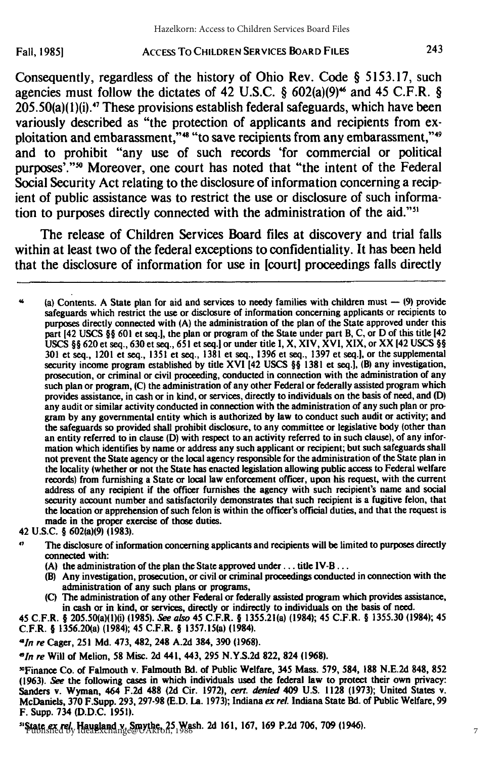Consequently, regardless of the history of Ohio Rev. Code § 5153.17, such agencies must follow the dictates of 42 U.S.C. § 602(a)(9)[46] and 45 C.F.R. § 205.50(a)(1)(i).[47] These provisions establish federal safeguards, which have been variously described as "the protection of applicants and recipients from exploitation and embarassment,"[48] "to save recipients from any embarassment,"[49] and to prohibit "any use of such records 'for commercial or political purposes'."[50] Moreover, one court has noted that "the intent of the Federal Social Security Act relating to the disclosure of information concerning a recipient of public assistance was to restrict the use or disclosure of such information to purposes directly connected with the administration of the aid."[51]

The release of Children Services Board files at discovery and trial falls within at least two of the federal exceptions to confidentiality. It has been held that the disclosure of information for use in [court] proceedings falls directly

---

[46] (a) Contents. A State plan for aid and services to needy families with children must — (9) provide safeguards which restrict the use or disclosure of information concerning applicants or recipients to purposes directly connected with (A) the administration of the plan of the State approved under this part [42 USCS §§ 601 et seq.], the plan or program of the State under part B, C, or D of this title [42 USCS §§ 620 et seq., 630 et seq., 651 et seq.] or under title I, X, XIV, XVI, XIX, or XX [42 USCS §§ 301 et seq., 1201 et seq., 1351 et seq., 1381 et seq., 1396 et seq., 1397 et seq.], or the supplemental security income program established by title XVI [42 USCS §§ 1381 et seq.], (B) any investigation, prosecution, or criminal or civil proceeding, conducted in connection with the administration of any such plan or program, (C) the administration of any other Federal or federally assisted program which provides assistance, in cash or in kind, or services, directly to individuals on the basis of need, and (D) any audit or similar activity conducted in connection with the administration of any such plan or program by any governmental entity which is authorized by law to conduct such audit or activity; and the safeguards so provided shall prohibit disclosure, to any committee or legislative body (other than an entity referred to in clause (D) with respect to an activity referred to in such clause), of any information which identifies by name or address any such applicant or recipient; but such safeguards shall not prevent the State agency or the local agency responsible for the administration of the State plan in the locality (whether or not the State has enacted legislation allowing public access to Federal welfare records) from furnishing a State or local law enforcement officer, upon his request, with the current address of any recipient if the officer furnishes the agency with such recipient's name and social security account number and satisfactorily demonstrates that such recipient is a fugitive felon, that the location or apprehension of such felon is within the officer's official duties, and that the request is made in the proper exercise of those duties.

42 U.S.C. § 602(a)(9) (1983).

[47] The disclosure of information concerning applicants and recipients will be limited to purposes directly connected with:

(A) the administration of the plan the State approved under . . . title IV-B . . .

(B) Any investigation, prosecution, or civil or criminal proceedings conducted in connection with the administration of any such plans or programs,

(C) The administration of any other Federal or federally assisted program which provides assistance, in cash or in kind, or services, directly or indirectly to individuals on the basis of need.

45 C.F.R. § 205.50(a)(1)(i) (1985). *See also* 45 C.F.R. § 1355.21(a) (1984); 45 C.F.R. § 1355.30 (1984); 45 C.F.R. § 1356.20(a) (1984); 45 C.F.R. § 1357.15(a) (1984).

[48] *In re* Cager, 251 Md. 473, 482, 248 A.2d 384, 390 (1968).

[49] *In re* Will of Melion, 58 Misc. 2d 441, 443, 295 N.Y.S.2d 822, 824 (1968).

[50] Finance Co. of Falmouth v. Falmouth Bd. of Public Welfare, 345 Mass. 579, 584, 188 N.E.2d 848, 852 (1963). *See* the following cases in which individuals used the federal law to protect their own privacy: Sanders v. Wyman, 464 F.2d 488 (2d Cir. 1972), *cert. denied* 409 U.S. 1128 (1973); United States v. McDaniels, 370 F.Supp. 293, 297-98 (E.D. La. 1973); Indiana *ex rel.* Indiana State Bd. of Public Welfare, 99 F. Supp. 734 (D.D.C. 1951).

[51] State *ex rel.* Haugland v. Smythe, 25 Wash. 2d 161, 167, 169 P.2d 706, 709 (1946).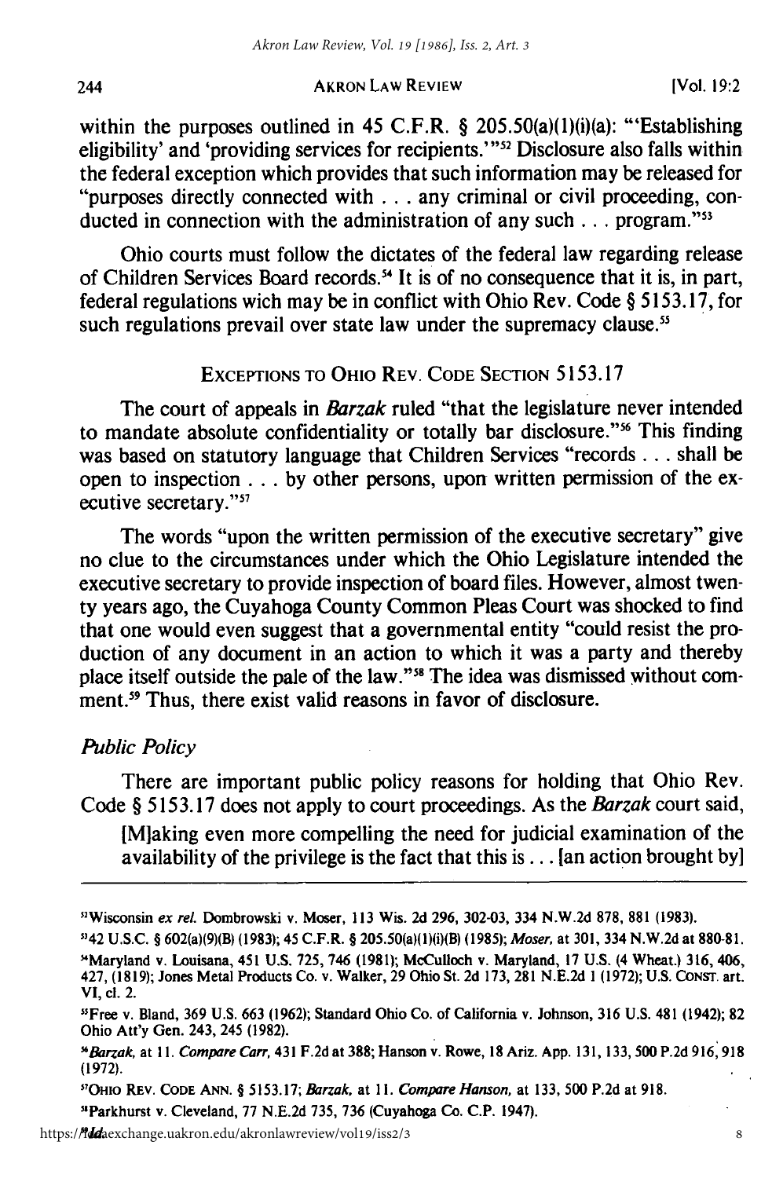within the purposes outlined in 45 C.F.R. § 205.50(a)(1)(i)(a): "'Establishing eligibility' and 'providing services for recipients.'"[52] Disclosure also falls within the federal exception which provides that such information may be released for "purposes directly connected with . . . any criminal or civil proceeding, conducted in connection with the administration of any such . . . program."[53]

Ohio courts must follow the dictates of the federal law regarding release of Children Services Board records.[54] It is of no consequence that it is, in part, federal regulations wich may be in conflict with Ohio Rev. Code § 5153.17, for such regulations prevail over state law under the supremacy clause.[55]

## EXCEPTIONS TO OHIO REV. CODE SECTION 5153.17

The court of appeals in *Barzak* ruled "that the legislature never intended to mandate absolute confidentiality or totally bar disclosure."[56] This finding was based on statutory language that Children Services "records . . . shall be open to inspection . . . by other persons, upon written permission of the executive secretary."[57]

The words "upon the written permission of the executive secretary" give no clue to the circumstances under which the Ohio Legislature intended the executive secretary to provide inspection of board files. However, almost twenty years ago, the Cuyahoga County Common Pleas Court was shocked to find that one would even suggest that a governmental entity "could resist the production of any document in an action to which it was a party and thereby place itself outside the pale of the law."[58] The idea was dismissed without comment.[59] Thus, there exist valid reasons in favor of disclosure.

### *Public Policy*

There are important public policy reasons for holding that Ohio Rev. Code § 5153.17 does not apply to court proceedings. As the *Barzak* court said,

> [M]aking even more compelling the need for judicial examination of the availability of the privilege is the fact that this is . . . [an action brought by]

---

[52]Wisconsin *ex rel.* Dombrowski v. Moser, 113 Wis. 2d 296, 302-03, 334 N.W.2d 878, 881 (1983).

[53]42 U.S.C. § 602(a)(9)(B) (1983); 45 C.F.R. § 205.50(a)(1)(i)(B) (1985); *Moser*, at 301, 334 N.W.2d at 880-81.

[54]Maryland v. Louisana, 451 U.S. 725, 746 (1981); McCulloch v. Maryland, 17 U.S. (4 Wheat.) 316, 406, 427, (1819); Jones Metal Products Co. v. Walker, 29 Ohio St. 2d 173, 281 N.E.2d 1 (1972); U.S. CONST. art. VI, cl. 2.

[55]Free v. Bland, 369 U.S. 663 (1962); Standard Ohio Co. of California v. Johnson, 316 U.S. 481 (1942); 82 Ohio Att'y Gen. 243, 245 (1982).

[56]*Barzak*, at 11. *Compare Carr*, 431 F.2d at 388; Hanson v. Rowe, 18 Ariz. App. 131, 133, 500 P.2d 916, 918 (1972).

[57]OHIO REV. CODE ANN. § 5153.17; *Barzak*, at 11. *Compare Hanson*, at 133, 500 P.2d at 918.

[58]Parkhurst v. Cleveland, 77 N.E.2d 735, 736 (Cuyahoga Co. C.P. 1947).

[59]*Id.*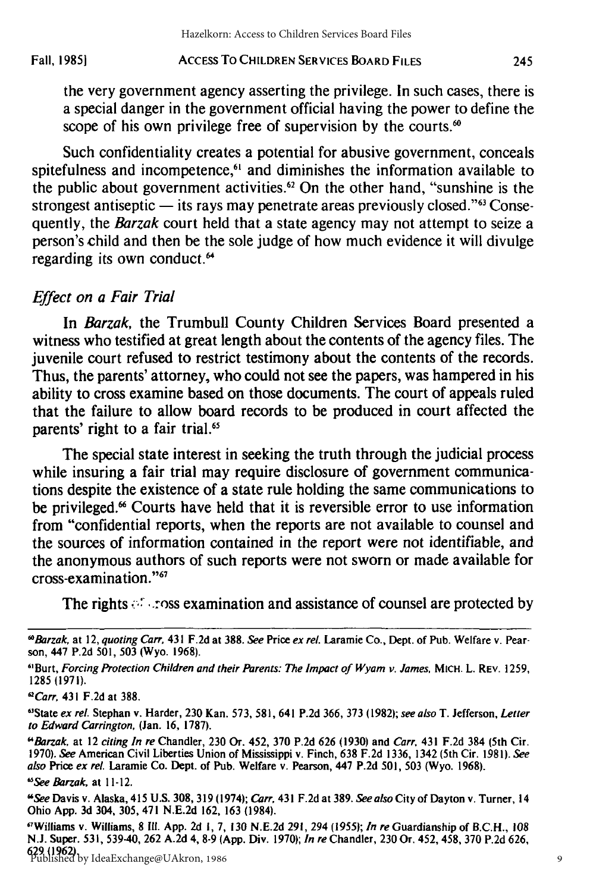the very government agency asserting the privilege. In such cases, there is a special danger in the government official having the power to define the scope of his own privilege free of supervision by the courts.[60]

Such confidentiality creates a potential for abusive government, conceals spitefulness and incompetence,[61] and diminishes the information available to the public about government activities.[62] On the other hand, "sunshine is the strongest antiseptic — its rays may penetrate areas previously closed."[63] Consequently, the *Barzak* court held that a state agency may not attempt to seize a person's child and then be the sole judge of how much evidence it will divulge regarding its own conduct.[64]

### *Effect on a Fair Trial*

In *Barzak*, the Trumbull County Children Services Board presented a witness who testified at great length about the contents of the agency files. The juvenile court refused to restrict testimony about the contents of the records. Thus, the parents' attorney, who could not see the papers, was hampered in his ability to cross examine based on those documents. The court of appeals ruled that the failure to allow board records to be produced in court affected the parents' right to a fair trial.[65]

The special state interest in seeking the truth through the judicial process while insuring a fair trial may require disclosure of government communications despite the existence of a state rule holding the same communications to be privileged.[66] Courts have held that it is reversible error to use information from "confidential reports, when the reports are not available to counsel and the sources of information contained in the report were not identifiable, and the anonymous authors of such reports were not sworn or made available for cross-examination."[67]

The rights of cross examination and assistance of counsel are protected by

---

[60] *Barzak*, at 12, *quoting Carr*, 431 F.2d at 388. *See* Price *ex rel.* Laramie Co., Dept. of Pub. Welfare v. Pearson, 447 P.2d 501, 503 (Wyo. 1968).

[61] Burt, *Forcing Protection Children and their Parents: The Impact of Wyam v. James*, MICH. L. REV. 1259, 1285 (1971).

[62] *Carr*, 431 F.2d at 388.

[63] State *ex rel.* Stephan v. Harder, 230 Kan. 573, 581, 641 P.2d 366, 373 (1982); *see also* T. Jefferson, *Letter to Edward Carrington*, (Jan. 16, 1787).

[64] *Barzak*, at 12 *citing In re* Chandler, 230 Or. 452, 370 P.2d 626 (1930) and *Carr*, 431 F.2d 384 (5th Cir. 1970). *See* American Civil Liberties Union of Mississippi v. Finch, 638 F.2d 1336, 1342 (5th Cir. 1981). *See also* Price *ex rel.* Laramie Co. Dept. of Pub. Welfare v. Pearson, 447 P.2d 501, 503 (Wyo. 1968).

[65] *See Barzak*, at 11-12.

[66] *See* Davis v. Alaska, 415 U.S. 308, 319 (1974); *Carr*, 431 F.2d at 389. *See also* City of Dayton v. Turner, 14 Ohio App. 3d 304, 305, 471 N.E.2d 162, 163 (1984).

[67] Williams v. Williams, 8 Ill. App. 2d 1, 7, 130 N.E.2d 291, 294 (1955); *In re* Guardianship of B.C.H., 108 N.J. Super. 531, 539-40, 262 A.2d 4, 8-9 (App. Div. 1970); *In re* Chandler, 230 Or. 452, 458, 370 P.2d 626, 629 (1962).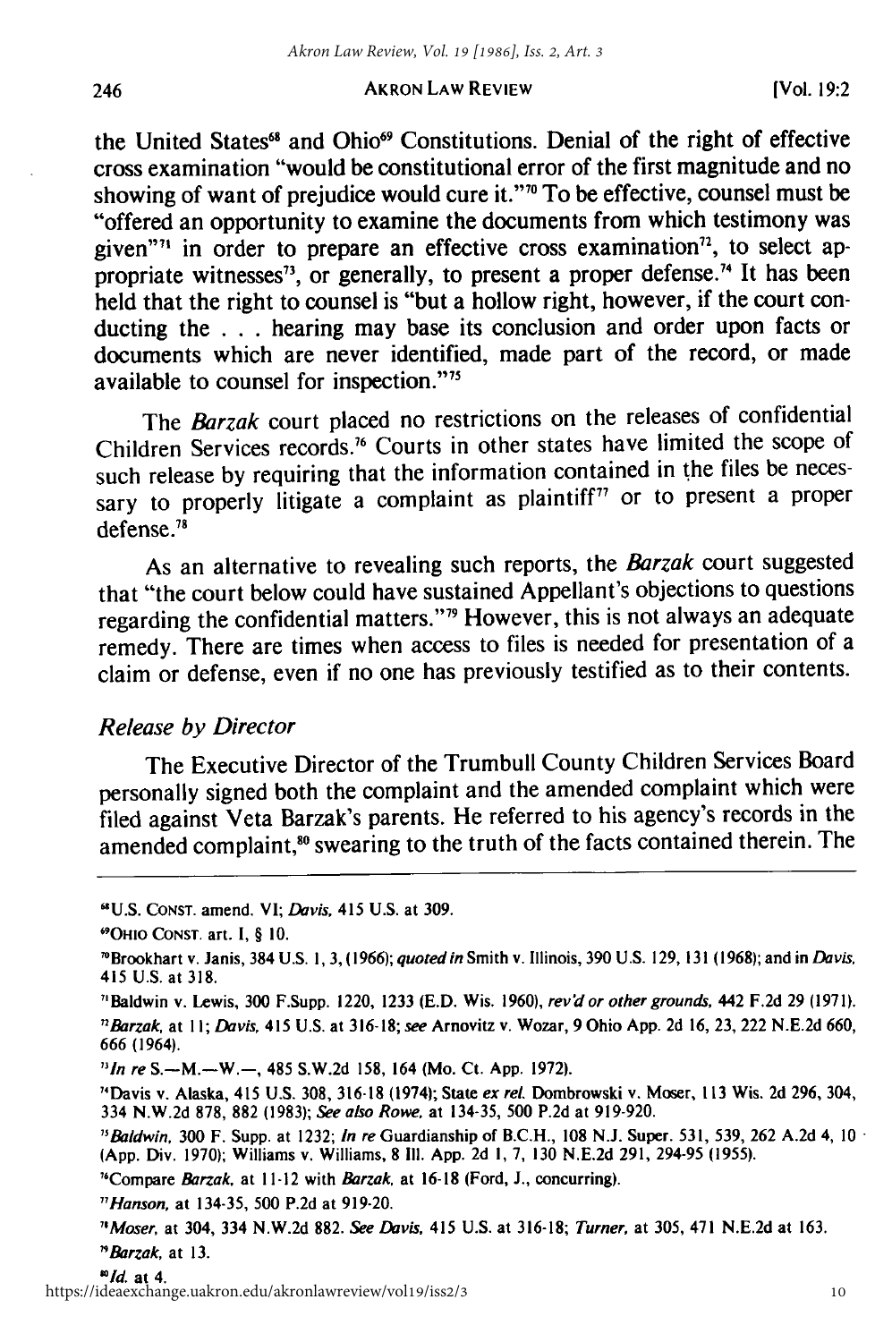the United States[68] and Ohio[69] Constitutions. Denial of the right of effective cross examination "would be constitutional error of the first magnitude and no showing of want of prejudice would cure it."[70] To be effective, counsel must be "offered an opportunity to examine the documents from which testimony was given"[71] in order to prepare an effective cross examination[72], to select appropriate witnesses[73], or generally, to present a proper defense.[74] It has been held that the right to counsel is "but a hollow right, however, if the court conducting the . . . hearing may base its conclusion and order upon facts or documents which are never identified, made part of the record, or made available to counsel for inspection."[75]

The *Barzak* court placed no restrictions on the releases of confidential Children Services records.[76] Courts in other states have limited the scope of such release by requiring that the information contained in the files be necessary to properly litigate a complaint as plaintiff[77] or to present a proper defense.[78]

As an alternative to revealing such reports, the *Barzak* court suggested that "the court below could have sustained Appellant's objections to questions regarding the confidential matters."[79] However, this is not always an adequate remedy. There are times when access to files is needed for presentation of a claim or defense, even if no one has previously testified as to their contents.

### *Release by Director*

The Executive Director of the Trumbull County Children Services Board personally signed both the complaint and the amended complaint which were filed against Veta Barzak's parents. He referred to his agency's records in the amended complaint,[80] swearing to the truth of the facts contained therein. The

---

[68] U.S. CONST. amend. VI; *Davis*, 415 U.S. at 309.

[69] OHIO CONST. art. I, § 10.

[70] Brookhart v. Janis, 384 U.S. 1, 3, (1966); *quoted in* Smith v. Illinois, 390 U.S. 129, 131 (1968); and in *Davis*, 415 U.S. at 318.

[71] Baldwin v. Lewis, 300 F.Supp. 1220, 1233 (E.D. Wis. 1960), *rev'd or other grounds*, 442 F.2d 29 (1971).

[72] *Barzak*, at 11; *Davis*, 415 U.S. at 316-18; *see* Arnovitz v. Wozar, 9 Ohio App. 2d 16, 23, 222 N.E.2d 660, 666 (1964).

[73] *In re* S.—M.—W.—, 485 S.W.2d 158, 164 (Mo. Ct. App. 1972).

[74] Davis v. Alaska, 415 U.S. 308, 316-18 (1974); State *ex rel.* Dombrowski v. Moser, 113 Wis. 2d 296, 304, 334 N.W.2d 878, 882 (1983); *See also Rowe*, at 134-35, 500 P.2d at 919-920.

[75] *Baldwin*, 300 F. Supp. at 1232; *In re* Guardianship of B.C.H., 108 N.J. Super. 531, 539, 262 A.2d 4, 10 (App. Div. 1970); Williams v. Williams, 8 Ill. App. 2d 1, 7, 130 N.E.2d 291, 294-95 (1955).

[76] Compare *Barzak*, at 11-12 with *Barzak*, at 16-18 (Ford, J., concurring).

[77] *Hanson*, at 134-35, 500 P.2d at 919-20.

[78] *Moser*, at 304, 334 N.W.2d 882. *See Davis*, 415 U.S. at 316-18; *Turner*, at 305, 471 N.E.2d at 163.

[79] *Barzak*, at 13.

[80] *Id.* at 4.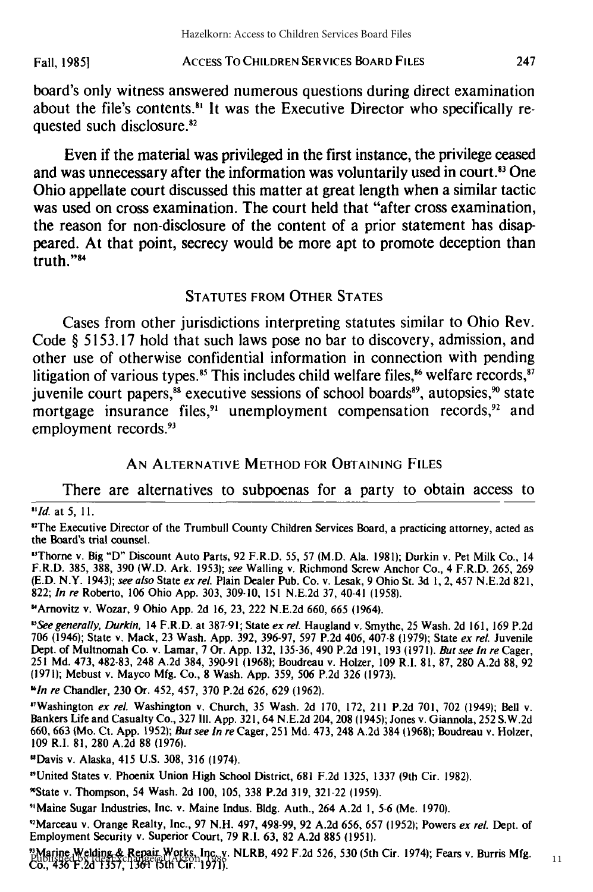board's only witness answered numerous questions during direct examination about the file's contents.[81] It was the Executive Director who specifically requested such disclosure.[82]

Even if the material was privileged in the first instance, the privilege ceased and was unnecessary after the information was voluntarily used in court.[83] One Ohio appellate court discussed this matter at great length when a similar tactic was used on cross examination. The court held that "after cross examination, the reason for non-disclosure of the content of a prior statement has disappeared. At that point, secrecy would be more apt to promote deception than truth."[84]

## STATUTES FROM OTHER STATES

Cases from other jurisdictions interpreting statutes similar to Ohio Rev. Code § 5153.17 hold that such laws pose no bar to discovery, admission, and other use of otherwise confidential information in connection with pending litigation of various types.[85] This includes child welfare files,[86] welfare records,[87] juvenile court papers,[88] executive sessions of school boards[89], autopsies,[90] state mortgage insurance files,[91] unemployment compensation records,[92] and employment records.[93]

## AN ALTERNATIVE METHOD FOR OBTAINING FILES

There are alternatives to subpoenas for a party to obtain access to

---

[81] *Id.* at 5, 11.

[82] The Executive Director of the Trumbull County Children Services Board, a practicing attorney, acted as the Board's trial counsel.

[83] Thorne v. Big "D" Discount Auto Parts, 92 F.R.D. 55, 57 (M.D. Ala. 1981); Durkin v. Pet Milk Co., 14 F.R.D. 385, 388, 390 (W.D. Ark. 1953); *see* Walling v. Richmond Screw Anchor Co., 4 F.R.D. 265, 269 (E.D. N.Y. 1943); *see also* State *ex rel.* Plain Dealer Pub. Co. v. Lesak, 9 Ohio St. 3d 1, 2, 457 N.E.2d 821, 822; *In re* Roberto, 106 Ohio App. 303, 309-10, 151 N.E.2d 37, 40-41 (1958).

[84] Arnovitz v. Wozar, 9 Ohio App. 2d 16, 23, 222 N.E.2d 660, 665 (1964).

[85] *See generally, Durkin*, 14 F.R.D. at 387-91; State *ex rel.* Haugland v. Smythe, 25 Wash. 2d 161, 169 P.2d 706 (1946); State v. Mack, 23 Wash. App. 392, 396-97, 597 P.2d 406, 407-8 (1979); State *ex rel.* Juvenile Dept. of Multnomah Co. v. Lamar, 7 Or. App. 132, 135-36, 490 P.2d 191, 193 (1971). *But see In re* Cager, 251 Md. 473, 482-83, 248 A.2d 384, 390-91 (1968); Boudreau v. Holzer, 109 R.I. 81, 87, 280 A.2d 88, 92 (1971); Mebust v. Mayco Mfg. Co., 8 Wash. App. 359, 506 P.2d 326 (1973).

[86] *In re* Chandler, 230 Or. 452, 457, 370 P.2d 626, 629 (1962).

[87] Washington *ex rel.* Washington v. Church, 35 Wash. 2d 170, 172, 211 P.2d 701, 702 (1949); Bell v. Bankers Life and Casualty Co., 327 Ill. App. 321, 64 N.E.2d 204, 208 (1945); Jones v. Giannola, 252 S.W.2d 660, 663 (Mo. Ct. App. 1952); *But see In re* Cager, 251 Md. 473, 248 A.2d 384 (1968); Boudreau v. Holzer, 109 R.I. 81, 280 A.2d 88 (1976).

[88] Davis v. Alaska, 415 U.S. 308, 316 (1974).

[89] United States v. Phoenix Union High School District, 681 F.2d 1325, 1337 (9th Cir. 1982).

[90] State v. Thompson, 54 Wash. 2d 100, 105, 338 P.2d 319, 321-22 (1959).

[91] Maine Sugar Industries, Inc. v. Maine Indus. Bldg. Auth., 264 A.2d 1, 5-6 (Me. 1970).

[92] Marceau v. Orange Realty, Inc., 97 N.H. 497, 498-99, 92 A.2d 656, 657 (1952); Powers *ex rel.* Dept. of Employment Security v. Superior Court, 79 R.I. 63, 82 A.2d 885 (1951).

[93] Marine Welding & Repair Works, Inc. v. NLRB, 492 F.2d 526, 530 (5th Cir. 1974); Fears v. Burris Mfg. Co., 436 F.2d 1357, 1361 (5th Cir. 1971).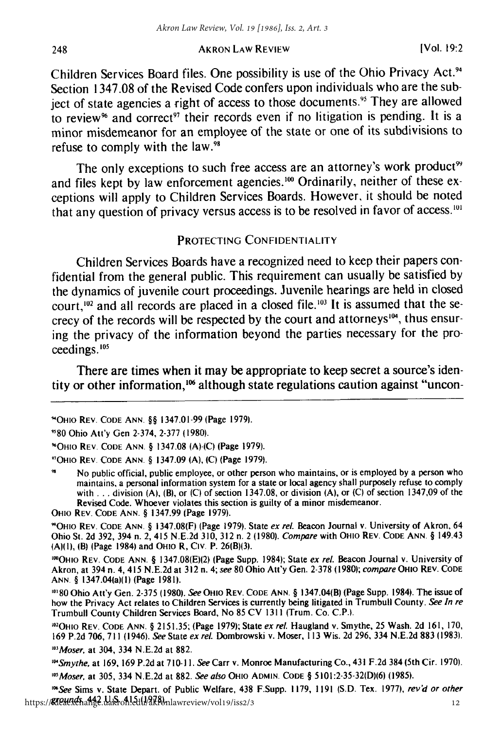Children Services Board files. One possibility is use of the Ohio Privacy Act.[94] Section 1347.08 of the Revised Code confers upon individuals who are the subject of state agencies a right of access to those documents.[95] They are allowed to review[96] and correct[97] their records even if no litigation is pending. It is a minor misdemeanor for an employee of the state or one of its subdivisions to refuse to comply with the law.[98]

The only exceptions to such free access are an attorney's work product[99] and files kept by law enforcement agencies.[100] Ordinarily, neither of these exceptions will apply to Children Services Boards. However, it should be noted that any question of privacy versus access is to be resolved in favor of access.[101]

## PROTECTING CONFIDENTIALITY

Children Services Boards have a recognized need to keep their papers confidential from the general public. This requirement can usually be satisfied by the dynamics of juvenile court proceedings. Juvenile hearings are held in closed court,[102] and all records are placed in a closed file.[103] It is assumed that the secrecy of the records will be respected by the court and attorneys[104], thus ensuring the privacy of the information beyond the parties necessary for the proceedings.[105]

There are times when it may be appropriate to keep secret a source's identity or other information,[106] although state regulations caution against "uncon-

---

[94] OHIO REV. CODE ANN. §§ 1347.01-99 (Page 1979).

[95] 80 Ohio Att'y Gen 2-374, 2-377 (1980).

[96] OHIO REV. CODE ANN. § 1347.08 (A)-(C) (Page 1979).

[97] OHIO REV. CODE ANN. § 1347.09 (A), (C) (Page 1979).

[98] No public official, public employee, or other person who maintains, or is employed by a person who maintains, a personal information system for a state or local agency shall purposely refuse to comply with . . . division (A), (B), or (C) of section 1347.08, or division (A), or (C) of section 1347,09 of the Revised Code. Whoever violates this section is guilty of a minor misdemeanor.

OHIO REV. CODE ANN. § 1347.99 (Page 1979).

[99] OHIO REV. CODE ANN. § 1347.08(F) (Page 1979). State *ex rel.* Beacon Journal v. University of Akron, 64 Ohio St. 2d 392, 394 n. 2, 415 N.E.2d 310, 312 n. 2 (1980). *Compare* with OHIO REV. CODE ANN. § 149.43 (A)(1), (B) (Page 1984) and OHIO R, CIV. P. 26(B)(3).

[100] OHIO REV. CODE ANN. § 1347.08(E)(2) (Page Supp. 1984); State *ex rel.* Beacon Journal v. University of Akron, at 394 n. 4, 415 N.E.2d at 312 n. 4; *see* 80 Ohio Att'y Gen. 2-378 (1980); *compare* OHIO REV. CODE ANN. § 1347.04(a)(1) (Page 1981).

[101] 80 Ohio Att'y Gen. 2-375 (1980). *See* OHIO REV. CODE ANN. § 1347.04(B) (Page Supp. 1984). The issue of how the Privacy Act relates to Children Services is currently being litigated in Trumbull County. *See In re* Trumbull County Children Services Board, No 85 CV 1311 (Trum. Co. C.P.).

[102] OHIO REV. CODE ANN. § 2151.35; (Page 1979); State *ex rel.* Haugland v. Smythe, 25 Wash. 2d 161, 170, 169 P.2d 706, 711 (1946). *See* State *ex rel.* Dombrowski v. Moser, 113 Wis. 2d 296, 334 N.E.2d 883 (1983).

[103] *Moser*, at 304, 334 N.E.2d at 882.

[104] *Smythe*, at 169, 169 P.2d at 710-11. *See* Carr v. Monroe Manufacturing Co., 431 F.2d 384 (5th Cir. 1970).

[105] *Moser*, at 305, 334 N.E.2d at 882. *See also* OHIO ADMIN. CODE § 5101:2-35-32(D)(6) (1985).

[106] *See* Sims v. State Depart. of Public Welfare, 438 F.Supp. 1179, 1191 (S.D. Tex. 1977), *rev'd or other grounds*, 442 U.S. 415 (1978).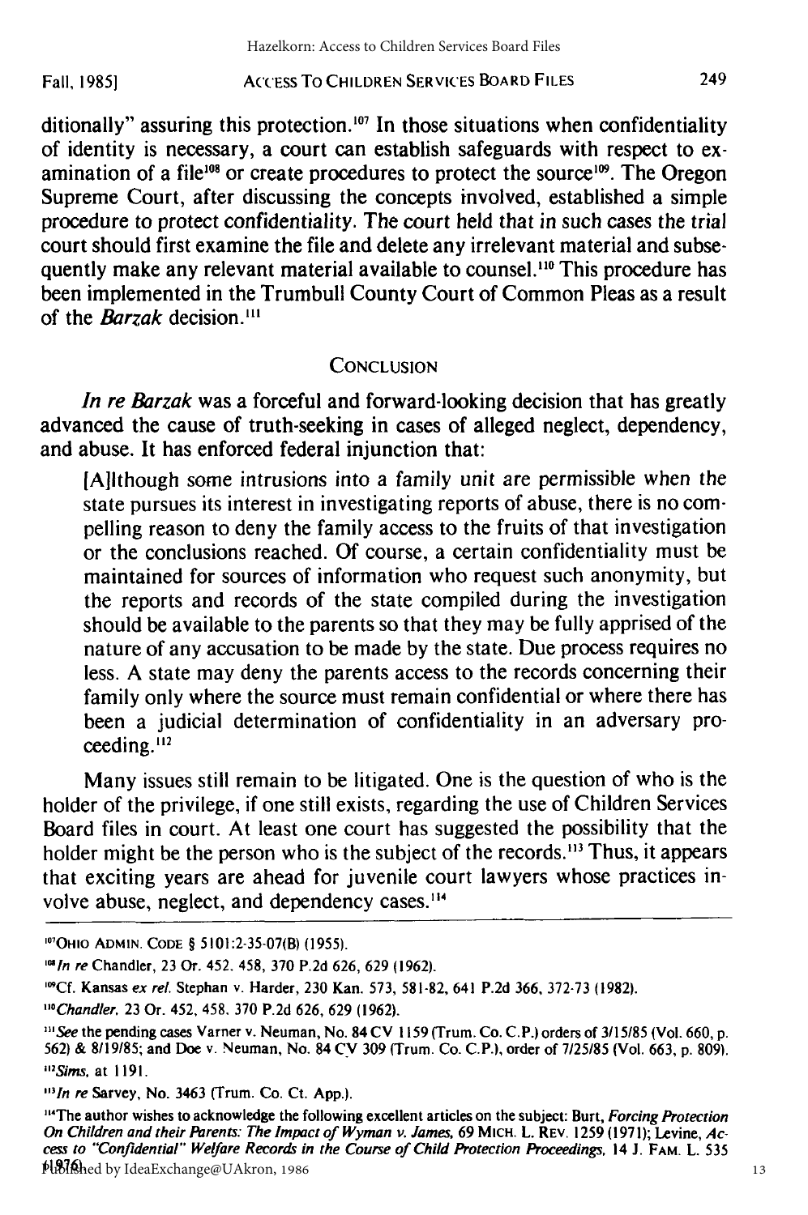ditionally" assuring this protection.[107] In those situations when confidentiality of identity is necessary, a court can establish safeguards with respect to examination of a file[108] or create procedures to protect the source[109]. The Oregon Supreme Court, after discussing the concepts involved, established a simple procedure to protect confidentiality. The court held that in such cases the trial court should first examine the file and delete any irrelevant material and subsequently make any relevant material available to counsel.[110] This procedure has been implemented in the Trumbull County Court of Common Pleas as a result of the *Barzak* decision.[111]

## CONCLUSION

*In re Barzak* was a forceful and forward-looking decision that has greatly advanced the cause of truth-seeking in cases of alleged neglect, dependency, and abuse. It has enforced federal injunction that:

> [A]lthough some intrusions into a family unit are permissible when the state pursues its interest in investigating reports of abuse, there is no compelling reason to deny the family access to the fruits of that investigation or the conclusions reached. Of course, a certain confidentiality must be maintained for sources of information who request such anonymity, but the reports and records of the state compiled during the investigation should be available to the parents so that they may be fully apprised of the nature of any accusation to be made by the state. Due process requires no less. A state may deny the parents access to the records concerning their family only where the source must remain confidential or where there has been a judicial determination of confidentiality in an adversary proceeding.[112]

Many issues still remain to be litigated. One is the question of who is the holder of the privilege, if one still exists, regarding the use of Children Services Board files in court. At least one court has suggested the possibility that the holder might be the person who is the subject of the records.[113] Thus, it appears that exciting years are ahead for juvenile court lawyers whose practices involve abuse, neglect, and dependency cases.[114]

---

[107] OHIO ADMIN. CODE § 5101:2-35-07(B) (1955).

[108] *In re* Chandler, 23 Or. 452, 458, 370 P.2d 626, 629 (1962).

[109] Cf. Kansas *ex rel.* Stephan v. Harder, 230 Kan. 573, 581-82, 641 P.2d 366, 372-73 (1982).

[110] *Chandler*, 23 Or. 452, 458, 370 P.2d 626, 629 (1962).

[111] *See* the pending cases Varner v. Neuman, No. 84 CV 1159 (Trum. Co. C.P.) orders of 3/15/85 (Vol. 660, p. 562) & 8/19/85; and Doe v. Neuman, No. 84 CV 309 (Trum. Co. C.P.), order of 7/25/85 (Vol. 663, p. 809).

[112] *Sims*, at 1191.

[113] *In re* Sarvey, No. 3463 (Trum. Co. Ct. App.).

[114] The author wishes to acknowledge the following excellent articles on the subject: Burt, *Forcing Protection On Children and their Parents: The Impact of Wyman v. James*, 69 MICH. L. REV. 1259 (1971); Levine, *Access to "Confidential" Welfare Records in the Course of Child Protection Proceedings*, 14 J. FAM. L. 535 (1976).